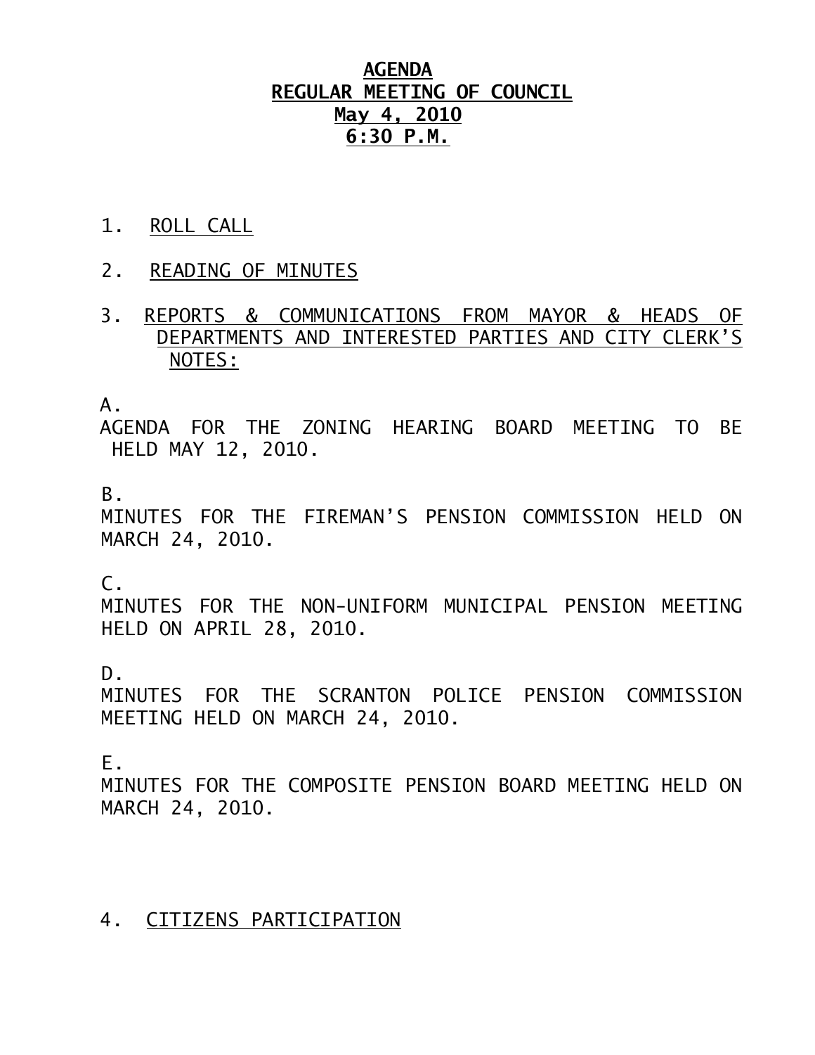# AGENDA
## REGULAR MEETING OF COUNCIL
## May 4, 2010
## 6:30 P.M.

1. ROLL CALL

2. READING OF MINUTES

3. REPORTS & COMMUNICATIONS FROM MAYOR & HEADS OF DEPARTMENTS AND INTERESTED PARTIES AND CITY CLERK'S NOTES:

A.
AGENDA FOR THE ZONING HEARING BOARD MEETING TO BE HELD MAY 12, 2010.

B.
MINUTES FOR THE FIREMAN'S PENSION COMMISSION HELD ON MARCH 24, 2010.

C.
MINUTES FOR THE NON-UNIFORM MUNICIPAL PENSION MEETING HELD ON APRIL 28, 2010.

D.
MINUTES FOR THE SCRANTON POLICE PENSION COMMISSION MEETING HELD ON MARCH 24, 2010.

E.
MINUTES FOR THE COMPOSITE PENSION BOARD MEETING HELD ON MARCH 24, 2010.

4. CITIZENS PARTICIPATION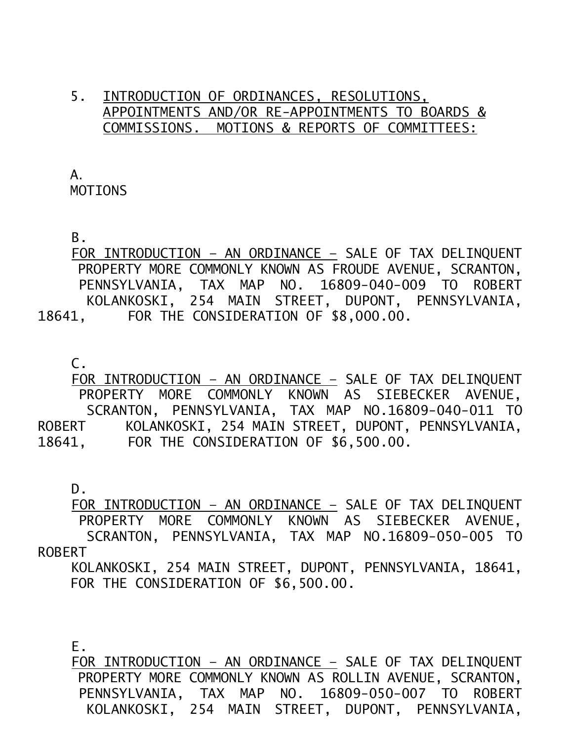5. INTRODUCTION OF ORDINANCES, RESOLUTIONS, APPOINTMENTS AND/OR RE-APPOINTMENTS TO BOARDS & COMMISSIONS. MOTIONS & REPORTS OF COMMITTEES:

A. MOTIONS

B. FOR INTRODUCTION – AN ORDINANCE – SALE OF TAX DELINQUENT PROPERTY MORE COMMONLY KNOWN AS FROUDE AVENUE, SCRANTON, PENNSYLVANIA, TAX MAP NO. 16809-040-009 TO ROBERT KOLANKOSKI, 254 MAIN STREET, DUPONT, PENNSYLVANIA, 18641, FOR THE CONSIDERATION OF $8,000.00.

C. FOR INTRODUCTION – AN ORDINANCE – SALE OF TAX DELINQUENT PROPERTY MORE COMMONLY KNOWN AS SIEBECKER AVENUE, SCRANTON, PENNSYLVANIA, TAX MAP NO.16809-040-011 TO ROBERT KOLANKOSKI, 254 MAIN STREET, DUPONT, PENNSYLVANIA, 18641, FOR THE CONSIDERATION OF $6,500.00.

D. FOR INTRODUCTION – AN ORDINANCE – SALE OF TAX DELINQUENT PROPERTY MORE COMMONLY KNOWN AS SIEBECKER AVENUE, SCRANTON, PENNSYLVANIA, TAX MAP NO.16809-050-005 TO ROBERT KOLANKOSKI, 254 MAIN STREET, DUPONT, PENNSYLVANIA, 18641, FOR THE CONSIDERATION OF $6,500.00.

E. FOR INTRODUCTION – AN ORDINANCE – SALE OF TAX DELINQUENT PROPERTY MORE COMMONLY KNOWN AS ROLLIN AVENUE, SCRANTON, PENNSYLVANIA, TAX MAP NO. 16809-050-007 TO ROBERT KOLANKOSKI, 254 MAIN STREET, DUPONT, PENNSYLVANIA,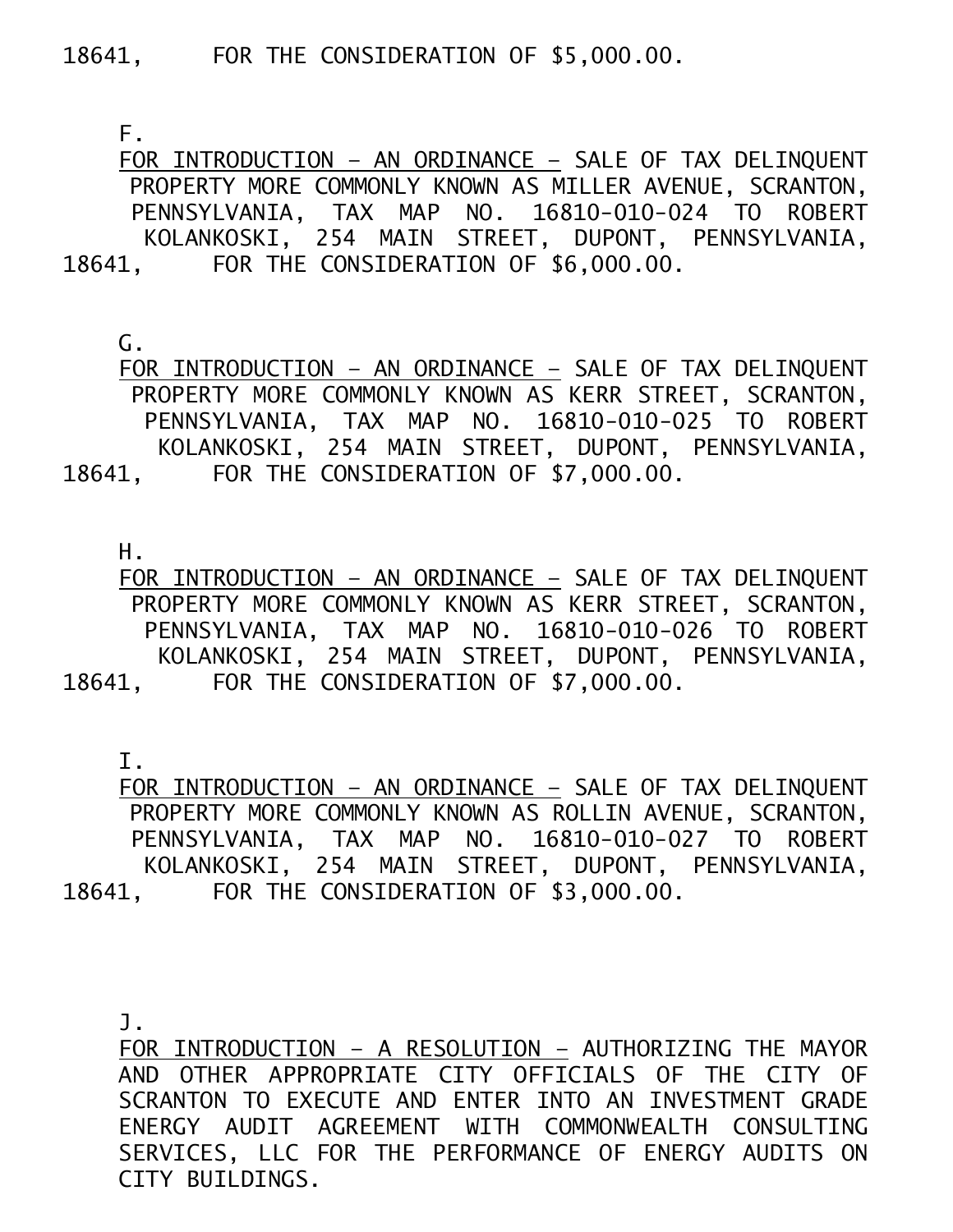18641, FOR THE CONSIDERATION OF $5,000.00.

F.
FOR INTRODUCTION – AN ORDINANCE – SALE OF TAX DELINQUENT PROPERTY MORE COMMONLY KNOWN AS MILLER AVENUE, SCRANTON, PENNSYLVANIA, TAX MAP NO. 16810-010-024 TO ROBERT KOLANKOSKI, 254 MAIN STREET, DUPONT, PENNSYLVANIA, 18641, FOR THE CONSIDERATION OF $6,000.00.

G.
FOR INTRODUCTION – AN ORDINANCE – SALE OF TAX DELINQUENT PROPERTY MORE COMMONLY KNOWN AS KERR STREET, SCRANTON, PENNSYLVANIA, TAX MAP NO. 16810-010-025 TO ROBERT KOLANKOSKI, 254 MAIN STREET, DUPONT, PENNSYLVANIA, 18641, FOR THE CONSIDERATION OF $7,000.00.

H.
FOR INTRODUCTION – AN ORDINANCE – SALE OF TAX DELINQUENT PROPERTY MORE COMMONLY KNOWN AS KERR STREET, SCRANTON, PENNSYLVANIA, TAX MAP NO. 16810-010-026 TO ROBERT KOLANKOSKI, 254 MAIN STREET, DUPONT, PENNSYLVANIA, 18641, FOR THE CONSIDERATION OF $7,000.00.

I.
FOR INTRODUCTION – AN ORDINANCE – SALE OF TAX DELINQUENT PROPERTY MORE COMMONLY KNOWN AS ROLLIN AVENUE, SCRANTON, PENNSYLVANIA, TAX MAP NO. 16810-010-027 TO ROBERT KOLANKOSKI, 254 MAIN STREET, DUPONT, PENNSYLVANIA, 18641, FOR THE CONSIDERATION OF $3,000.00.

J.
FOR INTRODUCTION – A RESOLUTION – AUTHORIZING THE MAYOR AND OTHER APPROPRIATE CITY OFFICIALS OF THE CITY OF SCRANTON TO EXECUTE AND ENTER INTO AN INVESTMENT GRADE ENERGY AUDIT AGREEMENT WITH COMMONWEALTH CONSULTING SERVICES, LLC FOR THE PERFORMANCE OF ENERGY AUDITS ON CITY BUILDINGS.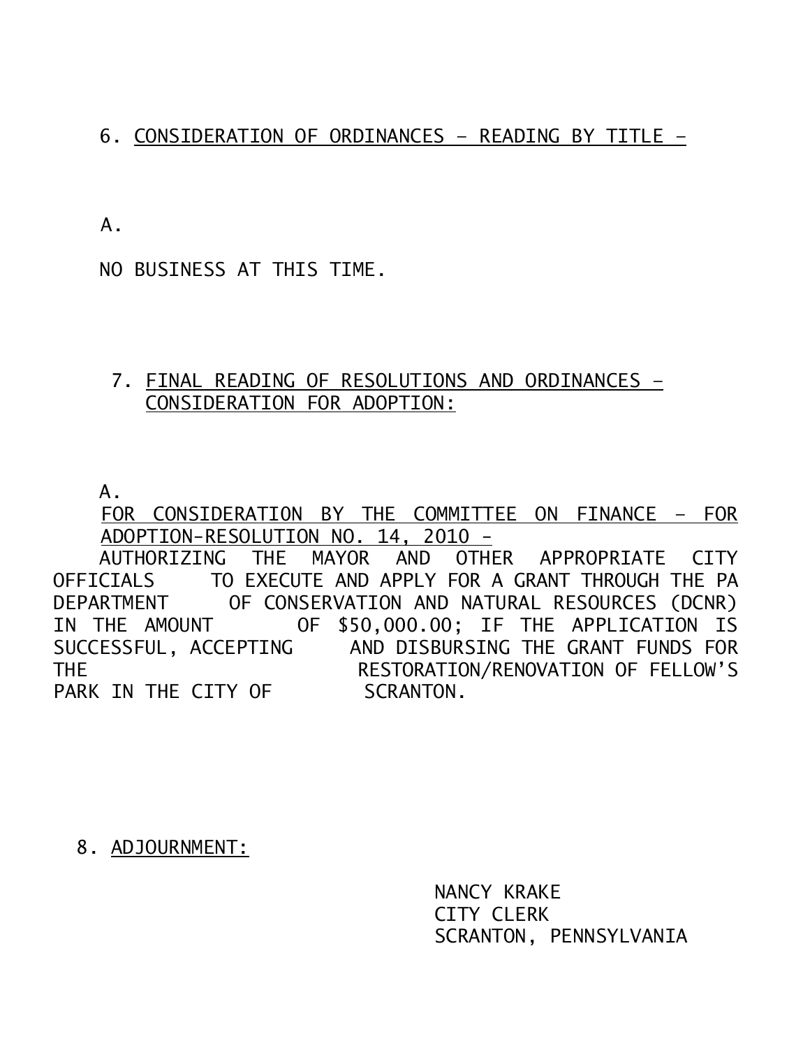6. CONSIDERATION OF ORDINANCES – READING BY TITLE –

A.

NO BUSINESS AT THIS TIME.

7. FINAL READING OF RESOLUTIONS AND ORDINANCES – CONSIDERATION FOR ADOPTION:

A.

FOR CONSIDERATION BY THE COMMITTEE ON FINANCE – FOR ADOPTION-RESOLUTION NO. 14, 2010 -

AUTHORIZING THE MAYOR AND OTHER APPROPRIATE CITY OFFICIALS TO EXECUTE AND APPLY FOR A GRANT THROUGH THE PA DEPARTMENT OF CONSERVATION AND NATURAL RESOURCES (DCNR) IN THE AMOUNT OF $50,000.00; IF THE APPLICATION IS SUCCESSFUL, ACCEPTING AND DISBURSING THE GRANT FUNDS FOR THE RESTORATION/RENOVATION OF FELLOW'S PARK IN THE CITY OF SCRANTON.

8. ADJOURNMENT:

NANCY KRAKE
CITY CLERK
SCRANTON, PENNSYLVANIA